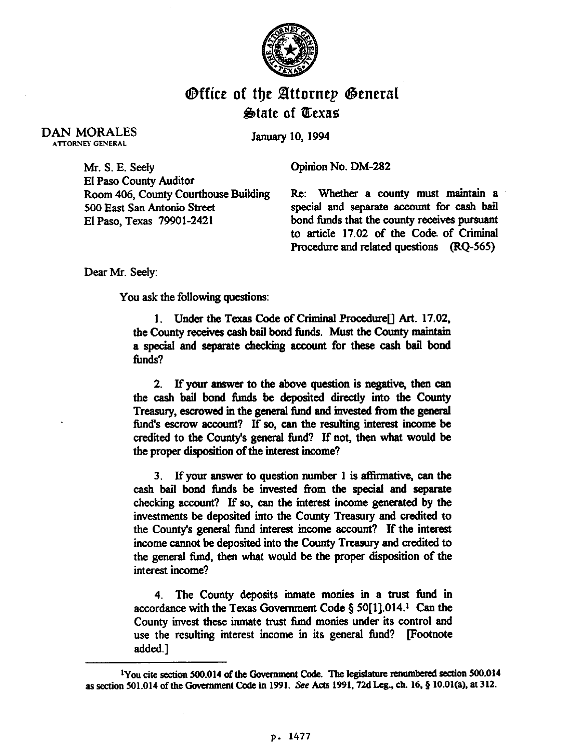# Office of the Attorney General
## State of Texas

DAN MORALES
ATTORNEY GENERAL

January 10, 1994

Mr. S. E. Seely
El Paso County Auditor
Room 406, County Courthouse Building
500 East San Antonio Street
El Paso, Texas 79901-2421

Opinion No. DM-282

Re: Whether a county must maintain a special and separate account for cash bail bond funds that the county receives pursuant to article 17.02 of the Code of Criminal Procedure and related questions (RQ-565)

Dear Mr. Seely:

You ask the following questions:

> 1. Under the Texas Code of Criminal Procedure[] Art. 17.02, the County receives cash bail bond funds. Must the County maintain a special and separate checking account for these cash bail bond funds?
>
> 2. If your answer to the above question is negative, then can the cash bail bond funds be deposited directly into the County Treasury, escrowed in the general fund and invested from the general fund's escrow account? If so, can the resulting interest income be credited to the County's general fund? If not, then what would be the proper disposition of the interest income?
>
> 3. If your answer to question number 1 is affirmative, can the cash bail bond funds be invested from the special and separate checking account? If so, can the interest income generated by the investments be deposited into the County Treasury and credited to the County's general fund interest income account? If the interest income cannot be deposited into the County Treasury and credited to the general fund, then what would be the proper disposition of the interest income?
>
> 4. The County deposits inmate monies in a trust fund in accordance with the Texas Government Code § 50[1].014.[1] Can the County invest these inmate trust fund monies under its control and use the resulting interest income in its general fund? [Footnote added.]

[1] You cite section 500.014 of the Government Code. The legislature renumbered section 500.014 as section 501.014 of the Government Code in 1991. *See* Acts 1991, 72d Leg., ch. 16, § 10.01(a), at 312.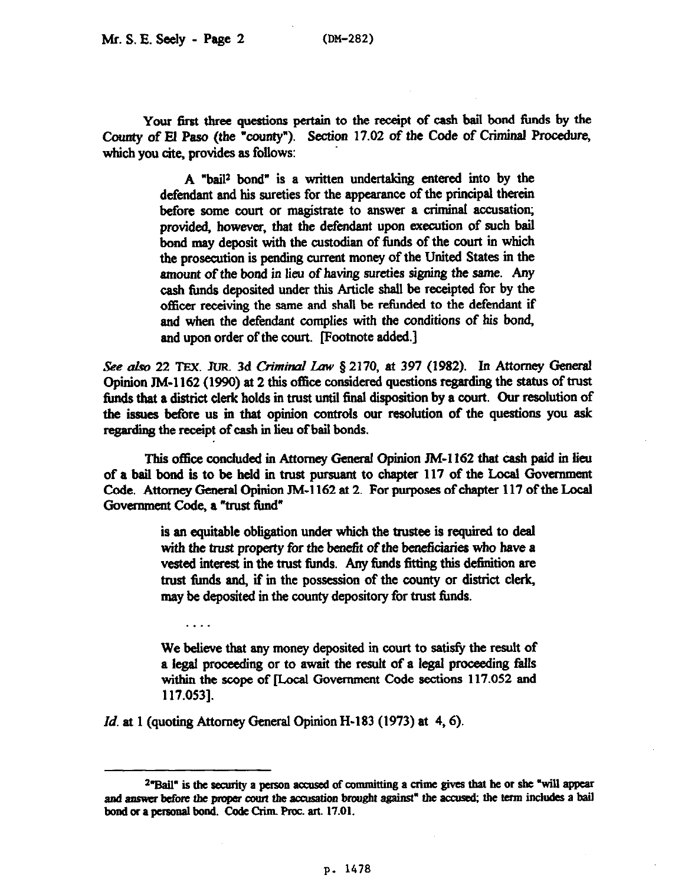Your first three questions pertain to the receipt of cash bail bond funds by the County of El Paso (the "county"). Section 17.02 of the Code of Criminal Procedure, which you cite, provides as follows:

> A "bail[2] bond" is a written undertaking entered into by the defendant and his sureties for the appearance of the principal therein before some court or magistrate to answer a criminal accusation; provided, however, that the defendant upon execution of such bail bond may deposit with the custodian of funds of the court in which the prosecution is pending current money of the United States in the amount of the bond in lieu of having sureties signing the same. Any cash funds deposited under this Article shall be receipted for by the officer receiving the same and shall be refunded to the defendant if and when the defendant complies with the conditions of his bond, and upon order of the court. [Footnote added.]

*See also* 22 TEX. JUR. 3d *Criminal Law* § 2170, at 397 (1982). In Attorney General Opinion JM-1162 (1990) at 2 this office considered questions regarding the status of trust funds that a district clerk holds in trust until final disposition by a court. Our resolution of the issues before us in that opinion controls our resolution of the questions you ask regarding the receipt of cash in lieu of bail bonds.

This office concluded in Attorney General Opinion JM-1162 that cash paid in lieu of a bail bond is to be held in trust pursuant to chapter 117 of the Local Government Code. Attorney General Opinion JM-1162 at 2. For purposes of chapter 117 of the Local Government Code, a "trust fund"

> is an equitable obligation under which the trustee is required to deal with the trust property for the benefit of the beneficiaries who have a vested interest in the trust funds. Any funds fitting this definition are trust funds and, if in the possession of the county or district clerk, may be deposited in the county depository for trust funds.
>
> . . . .
>
> We believe that any money deposited in court to satisfy the result of a legal proceeding or to await the result of a legal proceeding falls within the scope of [Local Government Code sections 117.052 and 117.053].

*Id.* at 1 (quoting Attorney General Opinion H-183 (1973) at 4, 6).

---

[2] "Bail" is the security a person accused of committing a crime gives that he or she "will appear and answer before the proper court the accusation brought against" the accused; the term includes a bail bond or a personal bond. Code Crim. Proc. art. 17.01.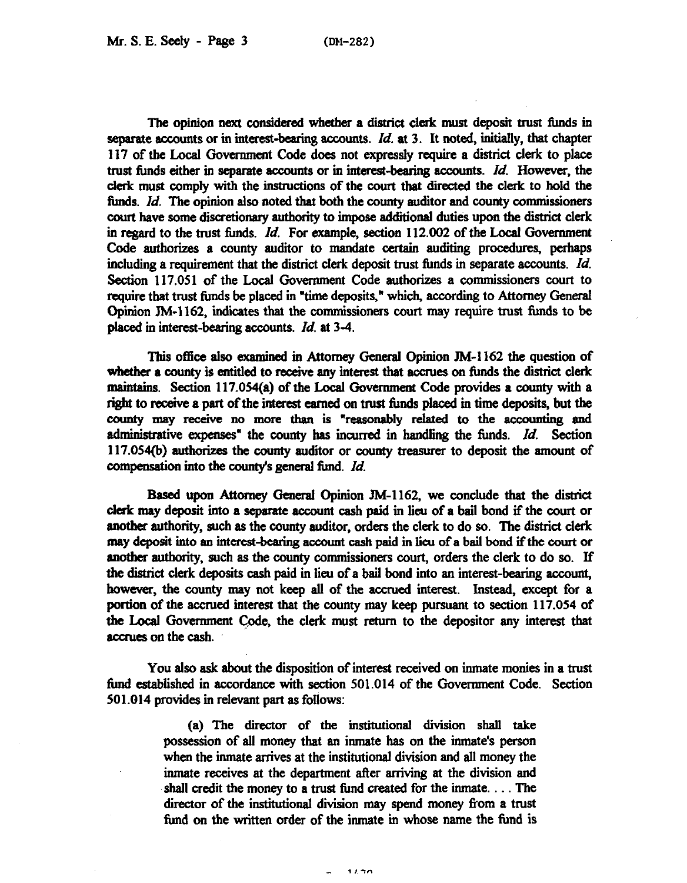The opinion next considered whether a district clerk must deposit trust funds in separate accounts or in interest-bearing accounts. *Id.* at 3. It noted, initially, that chapter 117 of the Local Government Code does not expressly require a district clerk to place trust funds either in separate accounts or in interest-bearing accounts. *Id.* However, the clerk must comply with the instructions of the court that directed the clerk to hold the funds. *Id.* The opinion also noted that both the county auditor and county commissioners court have some discretionary authority to impose additional duties upon the district clerk in regard to the trust funds. *Id.* For example, section 112.002 of the Local Government Code authorizes a county auditor to mandate certain auditing procedures, perhaps including a requirement that the district clerk deposit trust funds in separate accounts. *Id.* Section 117.051 of the Local Government Code authorizes a commissioners court to require that trust funds be placed in "time deposits," which, according to Attorney General Opinion JM-1162, indicates that the commissioners court may require trust funds to be placed in interest-bearing accounts. *Id.* at 3-4.

This office also examined in Attorney General Opinion JM-1162 the question of whether a county is entitled to receive any interest that accrues on funds the district clerk maintains. Section 117.054(a) of the Local Government Code provides a county with a right to receive a part of the interest earned on trust funds placed in time deposits, but the county may receive no more than is "reasonably related to the accounting and administrative expenses" the county has incurred in handling the funds. *Id.* Section 117.054(b) authorizes the county auditor or county treasurer to deposit the amount of compensation into the county's general fund. *Id.*

Based upon Attorney General Opinion JM-1162, we conclude that the district clerk may deposit into a separate account cash paid in lieu of a bail bond if the court or another authority, such as the county auditor, orders the clerk to do so. The district clerk may deposit into an interest-bearing account cash paid in lieu of a bail bond if the court or another authority, such as the county commissioners court, orders the clerk to do so. If the district clerk deposits cash paid in lieu of a bail bond into an interest-bearing account, however, the county may not keep all of the accrued interest. Instead, except for a portion of the accrued interest that the county may keep pursuant to section 117.054 of the Local Government Code, the clerk must return to the depositor any interest that accrues on the cash.

You also ask about the disposition of interest received on inmate monies in a trust fund established in accordance with section 501.014 of the Government Code. Section 501.014 provides in relevant part as follows:

> (a) The director of the institutional division shall take possession of all money that an inmate has on the inmate's person when the inmate arrives at the institutional division and all money the inmate receives at the department after arriving at the division and shall credit the money to a trust fund created for the inmate. . . . The director of the institutional division may spend money from a trust fund on the written order of the inmate in whose name the fund is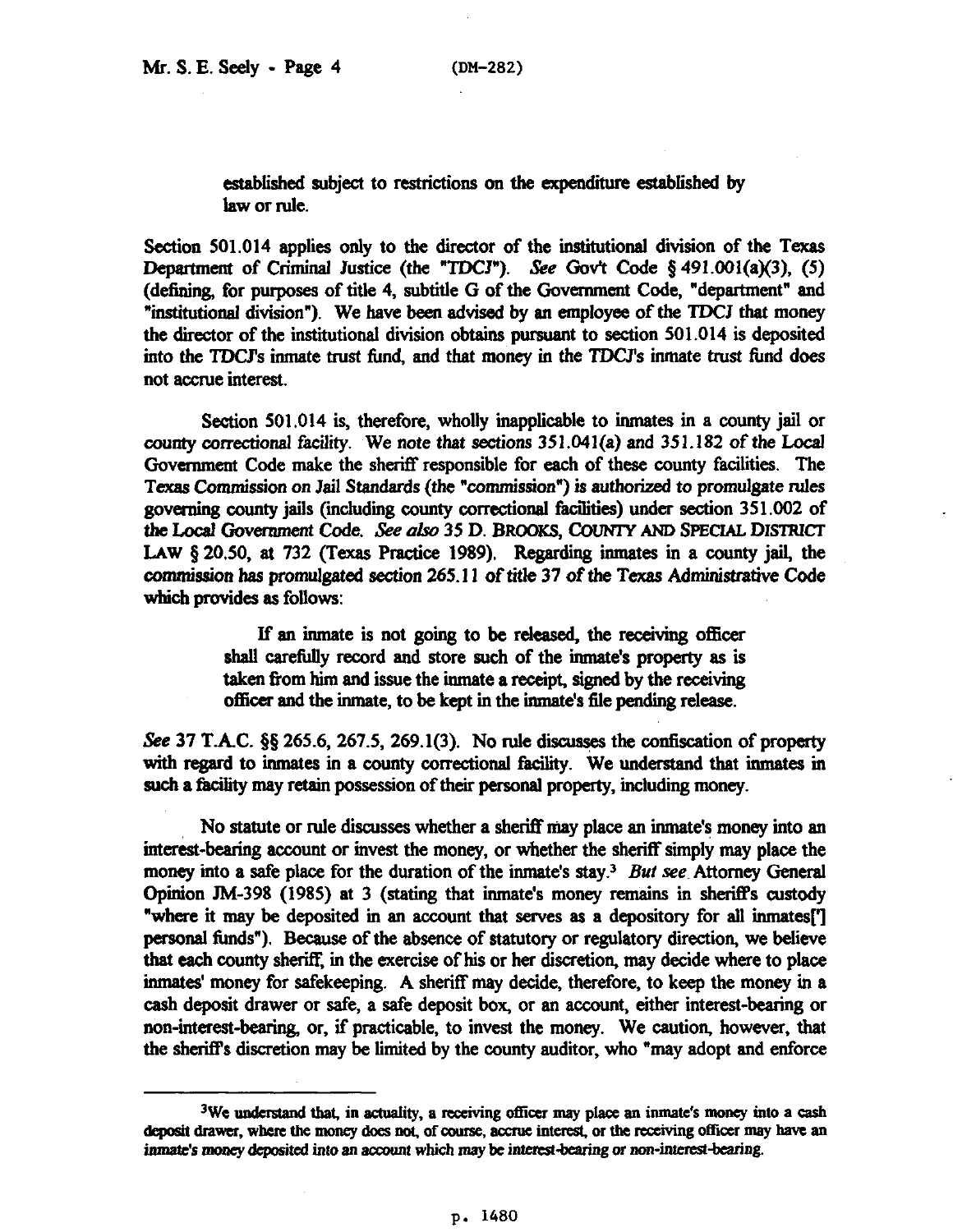> established subject to restrictions on the expenditure established by law or rule.

Section 501.014 applies only to the director of the institutional division of the Texas Department of Criminal Justice (the "TDCJ"). *See* Gov't Code § 491.001(a)(3), (5) (defining, for purposes of title 4, subtitle G of the Government Code, "department" and "institutional division"). We have been advised by an employee of the TDCJ that money the director of the institutional division obtains pursuant to section 501.014 is deposited into the TDCJ's inmate trust fund, and that money in the TDCJ's inmate trust fund does not accrue interest.

Section 501.014 is, therefore, wholly inapplicable to inmates in a county jail or county correctional facility. We note that sections 351.041(a) and 351.182 of the Local Government Code make the sheriff responsible for each of these county facilities. The Texas Commission on Jail Standards (the "commission") is authorized to promulgate rules governing county jails (including county correctional facilities) under section 351.002 of the Local Government Code. *See also* 35 D. BROOKS, COUNTY AND SPECIAL DISTRICT LAW § 20.50, at 732 (Texas Practice 1989). Regarding inmates in a county jail, the commission has promulgated section 265.11 of title 37 of the Texas Administrative Code which provides as follows:

> If an inmate is not going to be released, the receiving officer shall carefully record and store such of the inmate's property as is taken from him and issue the inmate a receipt, signed by the receiving officer and the inmate, to be kept in the inmate's file pending release.

*See* 37 T.A.C. §§ 265.6, 267.5, 269.1(3). No rule discusses the confiscation of property with regard to inmates in a county correctional facility. We understand that inmates in such a facility may retain possession of their personal property, including money.

No statute or rule discusses whether a sheriff may place an inmate's money into an interest-bearing account or invest the money, or whether the sheriff simply may place the money into a safe place for the duration of the inmate's stay.[3] *But see* Attorney General Opinion JM-398 (1985) at 3 (stating that inmate's money remains in sheriff's custody "where it may be deposited in an account that serves as a depository for all inmates['] personal funds"). Because of the absence of statutory or regulatory direction, we believe that each county sheriff, in the exercise of his or her discretion, may decide where to place inmates' money for safekeeping. A sheriff may decide, therefore, to keep the money in a cash deposit drawer or safe, a safe deposit box, or an account, either interest-bearing or non-interest-bearing, or, if practicable, to invest the money. We caution, however, that the sheriff's discretion may be limited by the county auditor, who "may adopt and enforce

---

[3]We understand that, in actuality, a receiving officer may place an inmate's money into a cash deposit drawer, where the money does not, of course, accrue interest, or the receiving officer may have an inmate's money deposited into an account which may be interest-bearing or non-interest-bearing.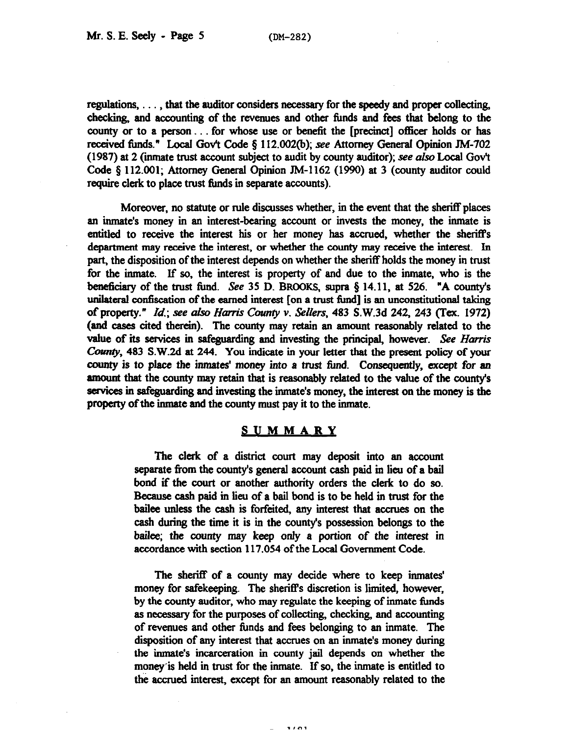regulations, . . . , that the auditor considers necessary for the speedy and proper collecting, checking, and accounting of the revenues and other funds and fees that belong to the county or to a person . . . for whose use or benefit the [precinct] officer holds or has received funds." Local Gov't Code § 112.002(b); *see* Attorney General Opinion JM-702 (1987) at 2 (inmate trust account subject to audit by county auditor); *see also* Local Gov't Code § 112.001; Attorney General Opinion JM-1162 (1990) at 3 (county auditor could require clerk to place trust funds in separate accounts).

Moreover, no statute or rule discusses whether, in the event that the sheriff places an inmate's money in an interest-bearing account or invests the money, the inmate is entitled to receive the interest his or her money has accrued, whether the sheriff's department may receive the interest, or whether the county may receive the interest. In part, the disposition of the interest depends on whether the sheriff holds the money in trust for the inmate. If so, the interest is property of and due to the inmate, who is the beneficiary of the trust fund. *See* 35 D. BROOKS, supra § 14.11, at 526. "A county's unilateral confiscation of the earned interest [on a trust fund] is an unconstitutional taking of property." *Id.*; *see also Harris County v. Sellers*, 483 S.W.3d 242, 243 (Tex. 1972) (and cases cited therein). The county may retain an amount reasonably related to the value of its services in safeguarding and investing the principal, however. *See Harris County*, 483 S.W.2d at 244. You indicate in your letter that the present policy of your county is to place the inmates' money into a trust fund. Consequently, except for an amount that the county may retain that is reasonably related to the value of the county's services in safeguarding and investing the inmate's money, the interest on the money is the property of the inmate and the county must pay it to the inmate.

## SUMMARY

The clerk of a district court may deposit into an account separate from the county's general account cash paid in lieu of a bail bond if the court or another authority orders the clerk to do so. Because cash paid in lieu of a bail bond is to be held in trust for the bailee unless the cash is forfeited, any interest that accrues on the cash during the time it is in the county's possession belongs to the bailee; the county may keep only a portion of the interest in accordance with section 117.054 of the Local Government Code.

The sheriff of a county may decide where to keep inmates' money for safekeeping. The sheriff's discretion is limited, however, by the county auditor, who may regulate the keeping of inmate funds as necessary for the purposes of collecting, checking, and accounting of revenues and other funds and fees belonging to an inmate. The disposition of any interest that accrues on an inmate's money during the inmate's incarceration in county jail depends on whether the money is held in trust for the inmate. If so, the inmate is entitled to the accrued interest, except for an amount reasonably related to the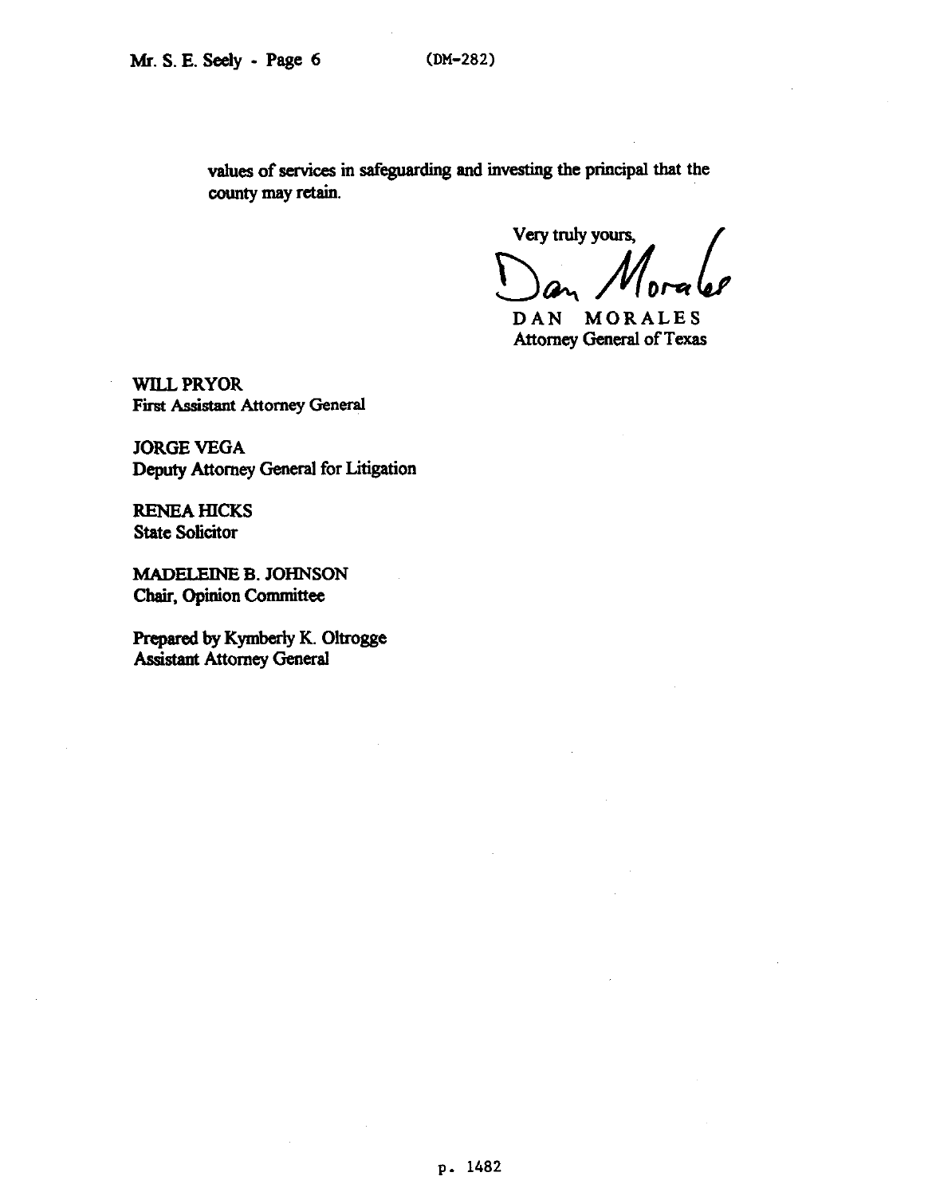values of services in safeguarding and investing the principal that the county may retain.

Very truly yours,

DAN MORALES
Attorney General of Texas

WILL PRYOR
First Assistant Attorney General

JORGE VEGA
Deputy Attorney General for Litigation

RENEA HICKS
State Solicitor

MADELEINE B. JOHNSON
Chair, Opinion Committee

Prepared by Kymberly K. Oltrogge
Assistant Attorney General